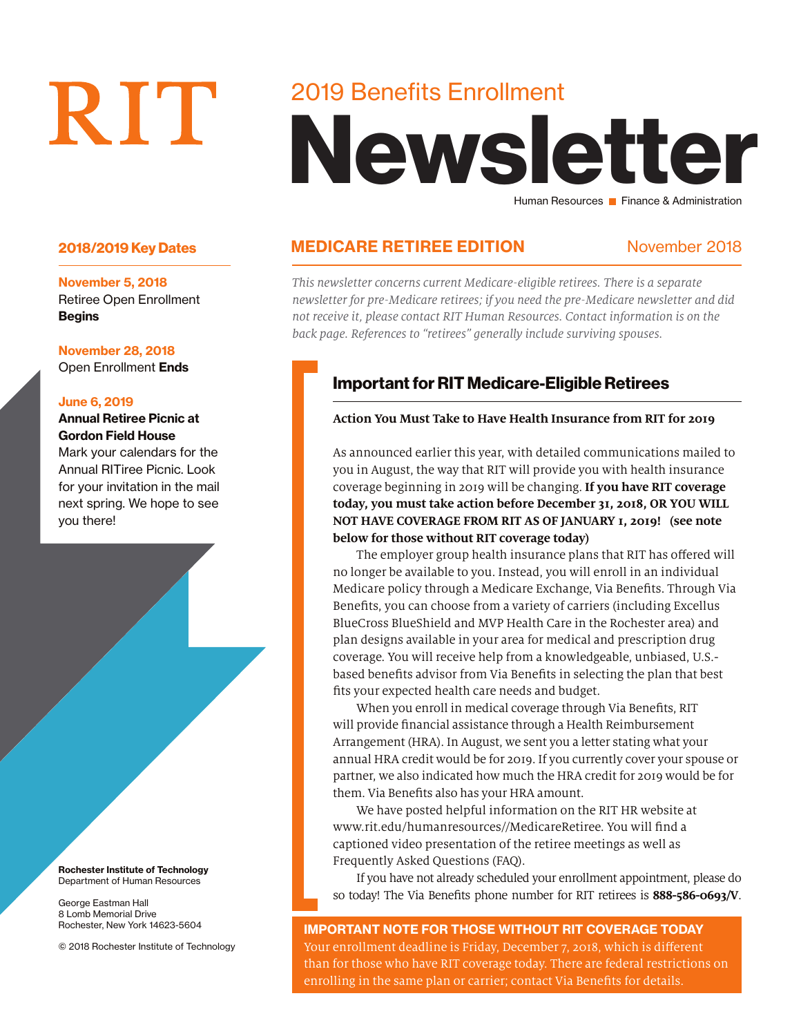RIT

# 2019 Benefits Enrollment Newsletter

Human Resources ■ Finance & Administration

## MEDICARE RETIREE EDITION

November 2018

*This newsletter concerns current Medicare-eligible retirees. There is a separate newsletter for pre-Medicare retirees; if you need the pre-Medicare newsletter and did not receive it, please contact RIT Human Resources. Contact information is on the back page. References to "retirees" generally include surviving spouses.*

### 2018/2019 Key Dates

**November 5, 2018**
Retiree Open Enrollment **Begins**

**November 28, 2018**
Open Enrollment **Ends**

**June 6, 2019**
**Annual Retiree Picnic at Gordon Field House**
Mark your calendars for the Annual RITiree Picnic. Look for your invitation in the mail next spring. We hope to see you there!

## Important for RIT Medicare-Eligible Retirees

**Action You Must Take to Have Health Insurance from RIT for 2019**

As announced earlier this year, with detailed communications mailed to you in August, the way that RIT will provide you with health insurance coverage beginning in 2019 will be changing. **If you have RIT coverage today, you must take action before December 31, 2018, OR YOU WILL NOT HAVE COVERAGE FROM RIT AS OF JANUARY 1, 2019! (see note below for those without RIT coverage today)**

The employer group health insurance plans that RIT has offered will no longer be available to you. Instead, you will enroll in an individual Medicare policy through a Medicare Exchange, Via Benefits. Through Via Benefits, you can choose from a variety of carriers (including Excellus BlueCross BlueShield and MVP Health Care in the Rochester area) and plan designs available in your area for medical and prescription drug coverage. You will receive help from a knowledgeable, unbiased, U.S.-based benefits advisor from Via Benefits in selecting the plan that best fits your expected health care needs and budget.

When you enroll in medical coverage through Via Benefits, RIT will provide financial assistance through a Health Reimbursement Arrangement (HRA). In August, we sent you a letter stating what your annual HRA credit would be for 2019. If you currently cover your spouse or partner, we also indicated how much the HRA credit for 2019 would be for them. Via Benefits also has your HRA amount.

We have posted helpful information on the RIT HR website at www.rit.edu/humanresources//MedicareRetiree. You will find a captioned video presentation of the retiree meetings as well as Frequently Asked Questions (FAQ).

If you have not already scheduled your enrollment appointment, please do so today! The Via Benefits phone number for RIT retirees is **888-586-0693/V**.

**IMPORTANT NOTE FOR THOSE WITHOUT RIT COVERAGE TODAY**
Your enrollment deadline is Friday, December 7, 2018, which is different than for those who have RIT coverage today. There are federal restrictions on enrolling in the same plan or carrier; contact Via Benefits for details.

**Rochester Institute of Technology**
Department of Human Resources

George Eastman Hall
8 Lomb Memorial Drive
Rochester, New York 14623-5604

© 2018 Rochester Institute of Technology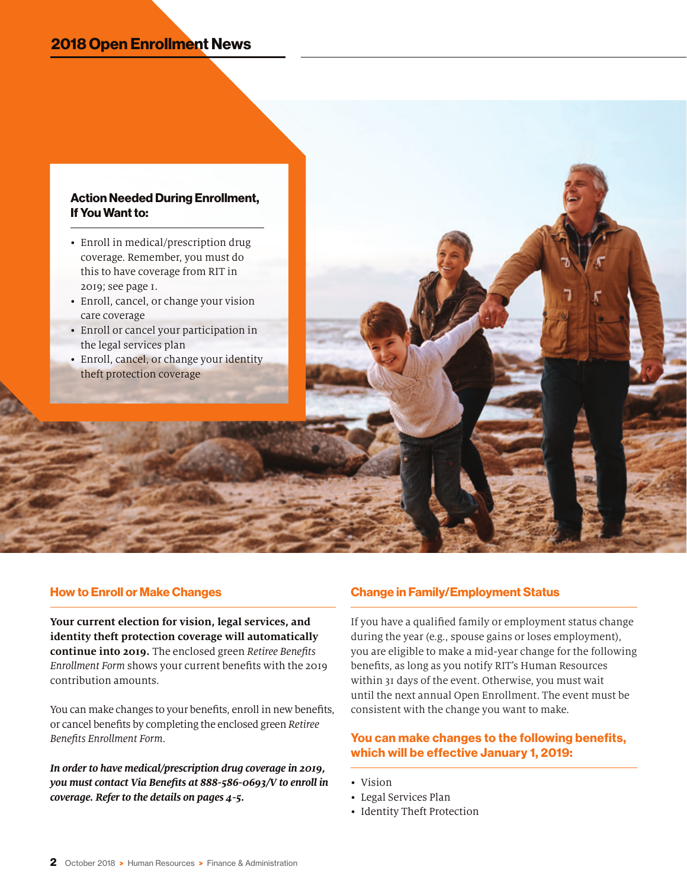## Action Needed During Enrollment, If You Want to:

- Enroll in medical/prescription drug coverage. Remember, you must do this to have coverage from RIT in 2019; see page 1.
- Enroll, cancel, or change your vision care coverage
- Enroll or cancel your participation in the legal services plan
- Enroll, cancel, or change your identity theft protection coverage

## How to Enroll or Make Changes

**Your current election for vision, legal services, and identity theft protection coverage will automatically continue into 2019.** The enclosed green *Retiree Benefits Enrollment Form* shows your current benefits with the 2019 contribution amounts.

You can make changes to your benefits, enroll in new benefits, or cancel benefits by completing the enclosed green *Retiree Benefits Enrollment Form*.

***In order to have medical/prescription drug coverage in 2019, you must contact Via Benefits at 888-586-0693/V to enroll in coverage. Refer to the details on pages 4-5.***

## Change in Family/Employment Status

If you have a qualified family or employment status change during the year (e.g., spouse gains or loses employment), you are eligible to make a mid-year change for the following benefits, as long as you notify RIT's Human Resources within 31 days of the event. Otherwise, you must wait until the next annual Open Enrollment. The event must be consistent with the change you want to make.

### You can make changes to the following benefits, which will be effective January 1, 2019:

- Vision
- Legal Services Plan
- Identity Theft Protection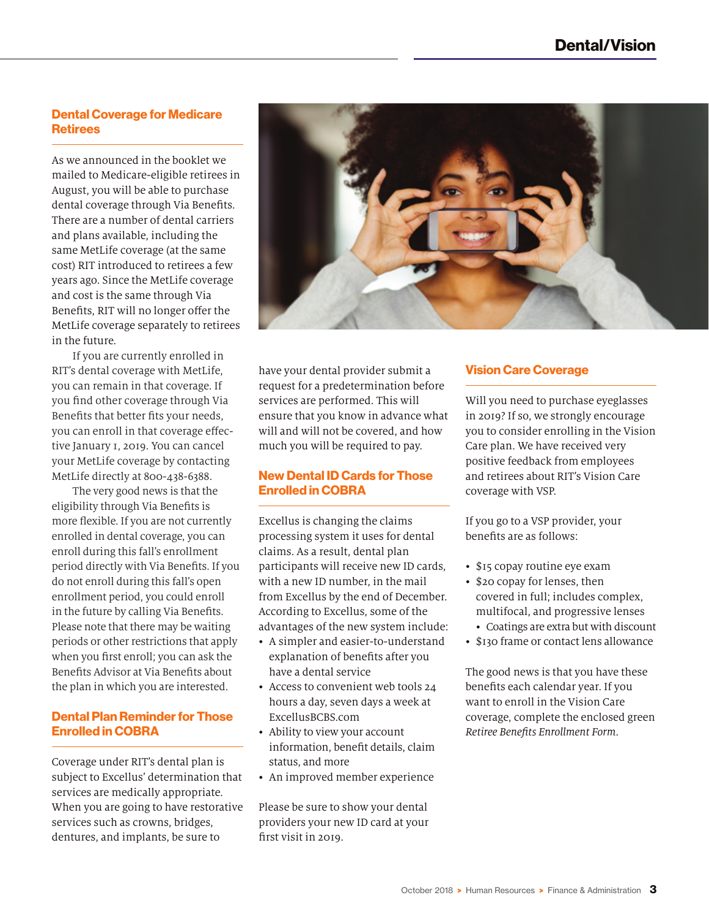# Dental/Vision

## Dental Coverage for Medicare Retirees

As we announced in the booklet we mailed to Medicare-eligible retirees in August, you will be able to purchase dental coverage through Via Benefits. There are a number of dental carriers and plans available, including the same MetLife coverage (at the same cost) RIT introduced to retirees a few years ago. Since the MetLife coverage and cost is the same through Via Benefits, RIT will no longer offer the MetLife coverage separately to retirees in the future.

If you are currently enrolled in RIT's dental coverage with MetLife, you can remain in that coverage. If you find other coverage through Via Benefits that better fits your needs, you can enroll in that coverage effective January 1, 2019. You can cancel your MetLife coverage by contacting MetLife directly at 800-438-6388.

The very good news is that the eligibility through Via Benefits is more flexible. If you are not currently enrolled in dental coverage, you can enroll during this fall's enrollment period directly with Via Benefits. If you do not enroll during this fall's open enrollment period, you could enroll in the future by calling Via Benefits. Please note that there may be waiting periods or other restrictions that apply when you first enroll; you can ask the Benefits Advisor at Via Benefits about the plan in which you are interested.

## Dental Plan Reminder for Those Enrolled in COBRA

Coverage under RIT's dental plan is subject to Excellus' determination that services are medically appropriate. When you are going to have restorative services such as crowns, bridges, dentures, and implants, be sure to have your dental provider submit a request for a predetermination before services are performed. This will ensure that you know in advance what will and will not be covered, and how much you will be required to pay.

## New Dental ID Cards for Those Enrolled in COBRA

Excellus is changing the claims processing system it uses for dental claims. As a result, dental plan participants will receive new ID cards, with a new ID number, in the mail from Excellus by the end of December. According to Excellus, some of the advantages of the new system include:

- A simpler and easier-to-understand explanation of benefits after you have a dental service
- Access to convenient web tools 24 hours a day, seven days a week at ExcellusBCBS.com
- Ability to view your account information, benefit details, claim status, and more
- An improved member experience

Please be sure to show your dental providers your new ID card at your first visit in 2019.

## Vision Care Coverage

Will you need to purchase eyeglasses in 2019? If so, we strongly encourage you to consider enrolling in the Vision Care plan. We have received very positive feedback from employees and retirees about RIT's Vision Care coverage with VSP.

If you go to a VSP provider, your benefits are as follows:

- $15 copay routine eye exam
- $20 copay for lenses, then covered in full; includes complex, multifocal, and progressive lenses
  - Coatings are extra but with discount
- $130 frame or contact lens allowance

The good news is that you have these benefits each calendar year. If you want to enroll in the Vision Care coverage, complete the enclosed green *Retiree Benefits Enrollment Form.*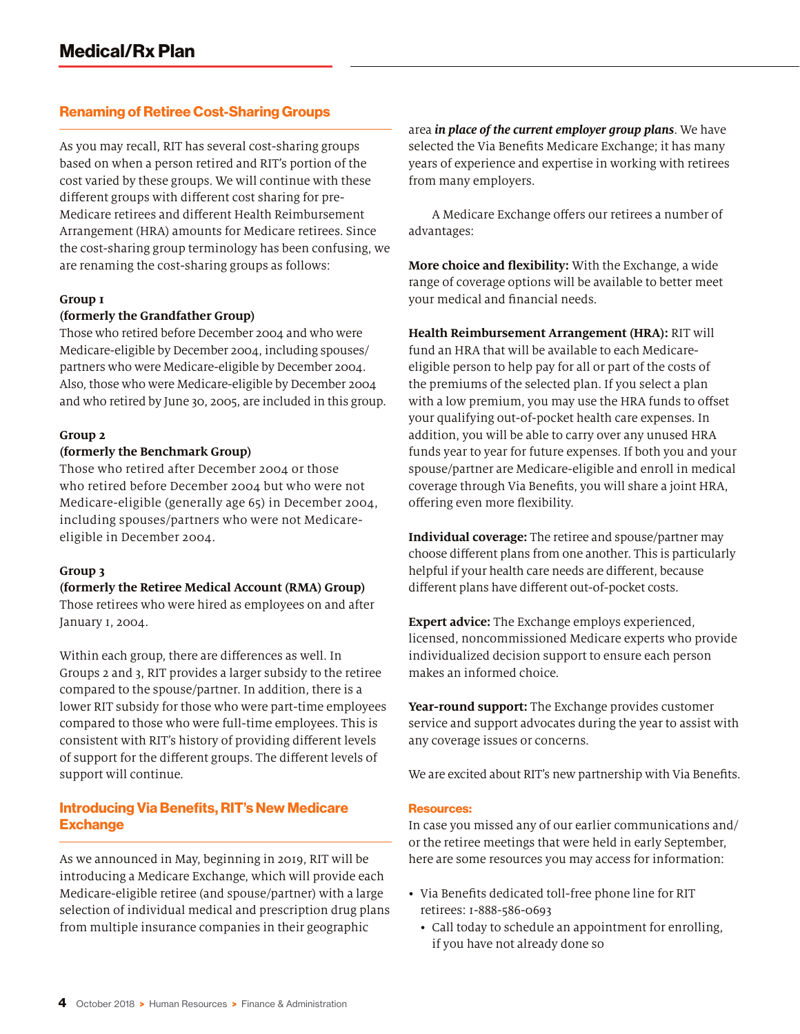# Medical/Rx Plan

## Renaming of Retiree Cost-Sharing Groups

As you may recall, RIT has several cost-sharing groups based on when a person retired and RIT's portion of the cost varied by these groups. We will continue with these different groups with different cost sharing for pre-Medicare retirees and different Health Reimbursement Arrangement (HRA) amounts for Medicare retirees. Since the cost-sharing group terminology has been confusing, we are renaming the cost-sharing groups as follows:

**Group 1**
**(formerly the Grandfather Group)**
Those who retired before December 2004 and who were Medicare-eligible by December 2004, including spouses/partners who were Medicare-eligible by December 2004. Also, those who were Medicare-eligible by December 2004 and who retired by June 30, 2005, are included in this group.

**Group 2**
**(formerly the Benchmark Group)**
Those who retired after December 2004 or those who retired before December 2004 but who were not Medicare-eligible (generally age 65) in December 2004, including spouses/partners who were not Medicare-eligible in December 2004.

**Group 3**
**(formerly the Retiree Medical Account (RMA) Group)**
Those retirees who were hired as employees on and after January 1, 2004.

Within each group, there are differences as well. In Groups 2 and 3, RIT provides a larger subsidy to the retiree compared to the spouse/partner. In addition, there is a lower RIT subsidy for those who were part-time employees compared to those who were full-time employees. This is consistent with RIT's history of providing different levels of support for the different groups. The different levels of support will continue.

## Introducing Via Benefits, RIT's New Medicare Exchange

As we announced in May, beginning in 2019, RIT will be introducing a Medicare Exchange, which will provide each Medicare-eligible retiree (and spouse/partner) with a large selection of individual medical and prescription drug plans from multiple insurance companies in their geographic area ***in place of the current employer group plans***. We have selected the Via Benefits Medicare Exchange; it has many years of experience and expertise in working with retirees from many employers.

A Medicare Exchange offers our retirees a number of advantages:

**More choice and flexibility:** With the Exchange, a wide range of coverage options will be available to better meet your medical and financial needs.

**Health Reimbursement Arrangement (HRA):** RIT will fund an HRA that will be available to each Medicare-eligible person to help pay for all or part of the costs of the premiums of the selected plan. If you select a plan with a low premium, you may use the HRA funds to offset your qualifying out-of-pocket health care expenses. In addition, you will be able to carry over any unused HRA funds year to year for future expenses. If both you and your spouse/partner are Medicare-eligible and enroll in medical coverage through Via Benefits, you will share a joint HRA, offering even more flexibility.

**Individual coverage:** The retiree and spouse/partner may choose different plans from one another. This is particularly helpful if your health care needs are different, because different plans have different out-of-pocket costs.

**Expert advice:** The Exchange employs experienced, licensed, noncommissioned Medicare experts who provide individualized decision support to ensure each person makes an informed choice.

**Year-round support:** The Exchange provides customer service and support advocates during the year to assist with any coverage issues or concerns.

We are excited about RIT's new partnership with Via Benefits.

### Resources:

In case you missed any of our earlier communications and/or the retiree meetings that were held in early September, here are some resources you may access for information:

- Via Benefits dedicated toll-free phone line for RIT retirees: 1-888-586-0693
  - Call today to schedule an appointment for enrolling, if you have not already done so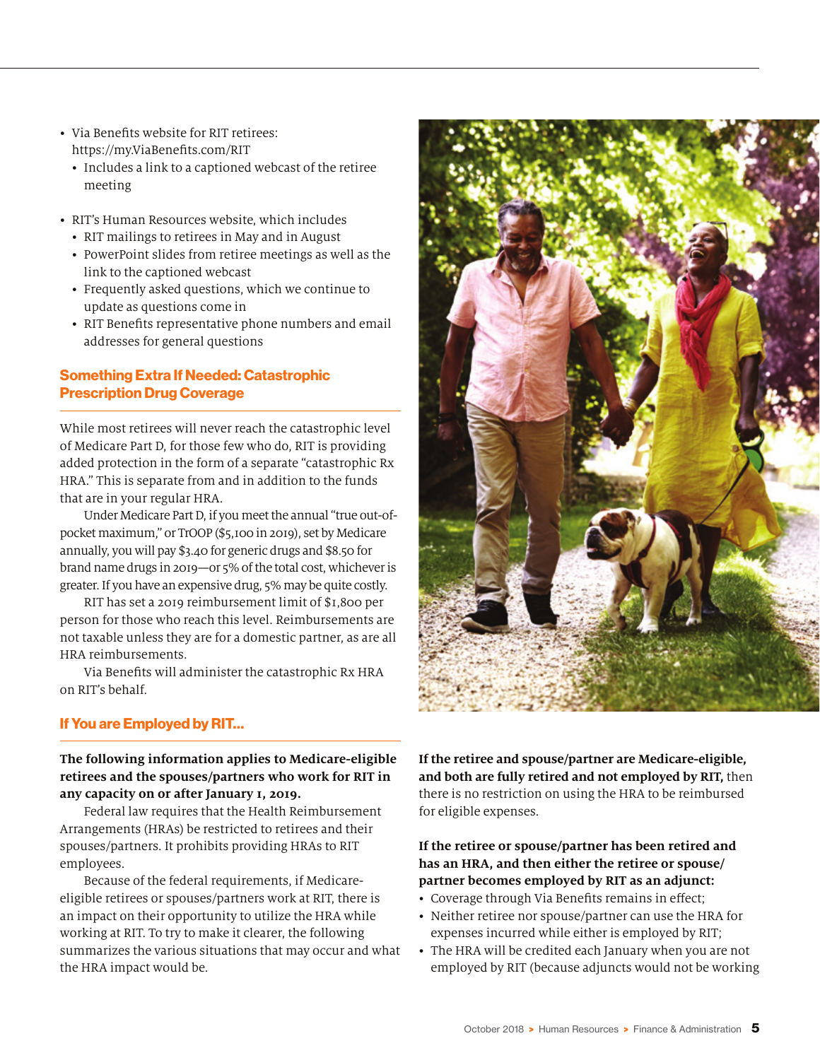- Via Benefits website for RIT retirees: https://my.ViaBenefits.com/RIT
  - Includes a link to a captioned webcast of the retiree meeting

- RIT's Human Resources website, which includes
  - RIT mailings to retirees in May and in August
  - PowerPoint slides from retiree meetings as well as the link to the captioned webcast
  - Frequently asked questions, which we continue to update as questions come in
  - RIT Benefits representative phone numbers and email addresses for general questions

## Something Extra If Needed: Catastrophic Prescription Drug Coverage

While most retirees will never reach the catastrophic level of Medicare Part D, for those few who do, RIT is providing added protection in the form of a separate "catastrophic Rx HRA." This is separate from and in addition to the funds that are in your regular HRA.

Under Medicare Part D, if you meet the annual "true out-of-pocket maximum," or TrOOP ($5,100 in 2019), set by Medicare annually, you will pay $3.40 for generic drugs and $8.50 for brand name drugs in 2019—or 5% of the total cost, whichever is greater. If you have an expensive drug, 5% may be quite costly.

RIT has set a 2019 reimbursement limit of $1,800 per person for those who reach this level. Reimbursements are not taxable unless they are for a domestic partner, as are all HRA reimbursements.

Via Benefits will administer the catastrophic Rx HRA on RIT's behalf.

## If You are Employed by RIT...

**The following information applies to Medicare-eligible retirees and the spouses/partners who work for RIT in any capacity on or after January 1, 2019.**

Federal law requires that the Health Reimbursement Arrangements (HRAs) be restricted to retirees and their spouses/partners. It prohibits providing HRAs to RIT employees.

Because of the federal requirements, if Medicare-eligible retirees or spouses/partners work at RIT, there is an impact on their opportunity to utilize the HRA while working at RIT. To try to make it clearer, the following summarizes the various situations that may occur and what the HRA impact would be.

**If the retiree and spouse/partner are Medicare-eligible, and both are fully retired and not employed by RIT,** then there is no restriction on using the HRA to be reimbursed for eligible expenses.

**If the retiree or spouse/partner has been retired and has an HRA, and then either the retiree or spouse/partner becomes employed by RIT as an adjunct:**

- Coverage through Via Benefits remains in effect;
- Neither retiree nor spouse/partner can use the HRA for expenses incurred while either is employed by RIT;
- The HRA will be credited each January when you are not employed by RIT (because adjuncts would not be working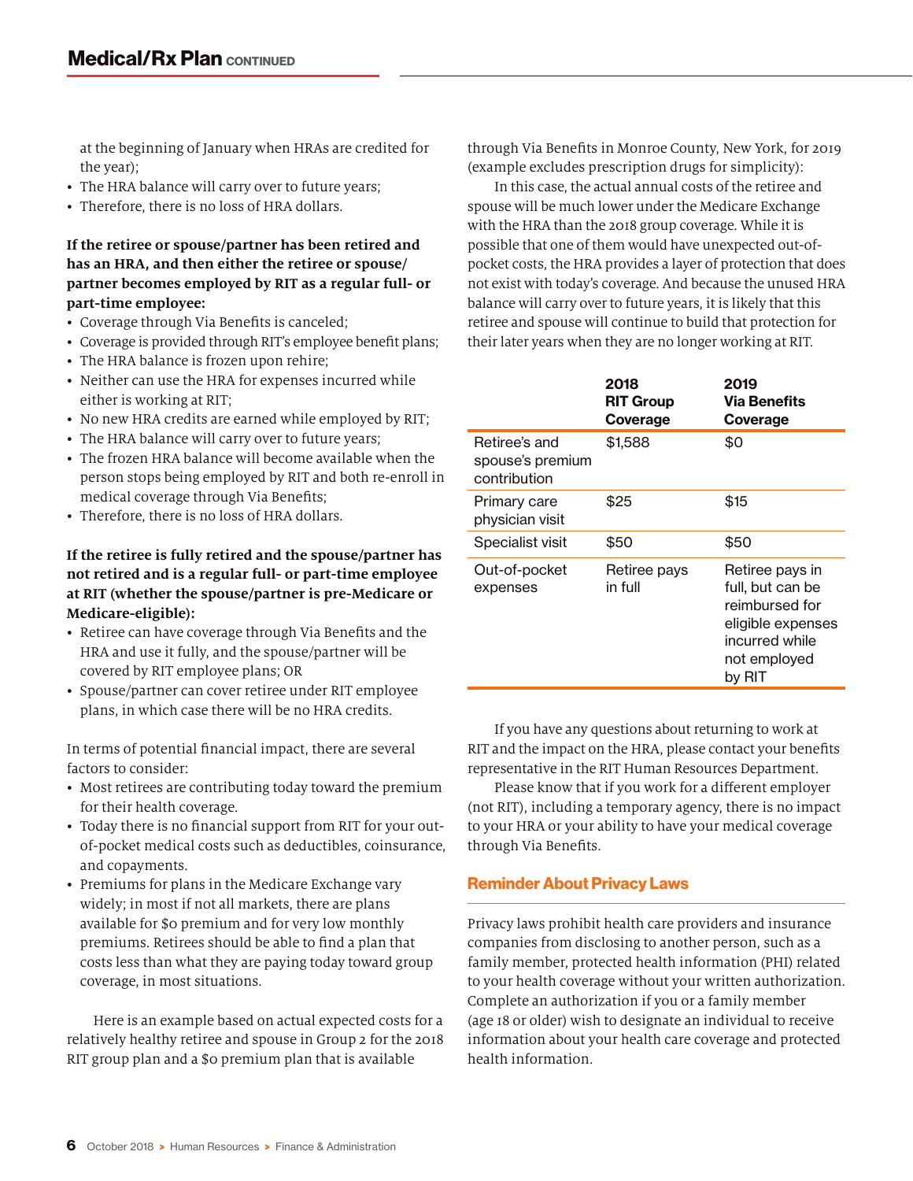at the beginning of January when HRAs are credited for the year);

- The HRA balance will carry over to future years;
- Therefore, there is no loss of HRA dollars.

**If the retiree or spouse/partner has been retired and has an HRA, and then either the retiree or spouse/partner becomes employed by RIT as a regular full- or part-time employee:**

- Coverage through Via Benefits is canceled;
- Coverage is provided through RIT's employee benefit plans;
- The HRA balance is frozen upon rehire;
- Neither can use the HRA for expenses incurred while either is working at RIT;
- No new HRA credits are earned while employed by RIT;
- The HRA balance will carry over to future years;
- The frozen HRA balance will become available when the person stops being employed by RIT and both re-enroll in medical coverage through Via Benefits;
- Therefore, there is no loss of HRA dollars.

**If the retiree is fully retired and the spouse/partner has not retired and is a regular full- or part-time employee at RIT (whether the spouse/partner is pre-Medicare or Medicare-eligible):**

- Retiree can have coverage through Via Benefits and the HRA and use it fully, and the spouse/partner will be covered by RIT employee plans; OR
- Spouse/partner can cover retiree under RIT employee plans, in which case there will be no HRA credits.

In terms of potential financial impact, there are several factors to consider:

- Most retirees are contributing today toward the premium for their health coverage.
- Today there is no financial support from RIT for your out-of-pocket medical costs such as deductibles, coinsurance, and copayments.
- Premiums for plans in the Medicare Exchange vary widely; in most if not all markets, there are plans available for $0 premium and for very low monthly premiums. Retirees should be able to find a plan that costs less than what they are paying today toward group coverage, in most situations.

Here is an example based on actual expected costs for a relatively healthy retiree and spouse in Group 2 for the 2018 RIT group plan and a $0 premium plan that is available through Via Benefits in Monroe County, New York, for 2019 (example excludes prescription drugs for simplicity):

In this case, the actual annual costs of the retiree and spouse will be much lower under the Medicare Exchange with the HRA than the 2018 group coverage. While it is possible that one of them would have unexpected out-of-pocket costs, the HRA provides a layer of protection that does not exist with today's coverage. And because the unused HRA balance will carry over to future years, it is likely that this retiree and spouse will continue to build that protection for their later years when they are no longer working at RIT.

| | 2018 RIT Group Coverage | 2019 Via Benefits Coverage |
|---|---|---|
| Retiree's and spouse's premium contribution | $1,588 | $0 |
| Primary care physician visit | $25 | $15 |
| Specialist visit | $50 | $50 |
| Out-of-pocket expenses | Retiree pays in full | Retiree pays in full, but can be reimbursed for eligible expenses incurred while not employed by RIT |

If you have any questions about returning to work at RIT and the impact on the HRA, please contact your benefits representative in the RIT Human Resources Department.

Please know that if you work for a different employer (not RIT), including a temporary agency, there is no impact to your HRA or your ability to have your medical coverage through Via Benefits.

## Reminder About Privacy Laws

Privacy laws prohibit health care providers and insurance companies from disclosing to another person, such as a family member, protected health information (PHI) related to your health coverage without your written authorization. Complete an authorization if you or a family member (age 18 or older) wish to designate an individual to receive information about your health care coverage and protected health information.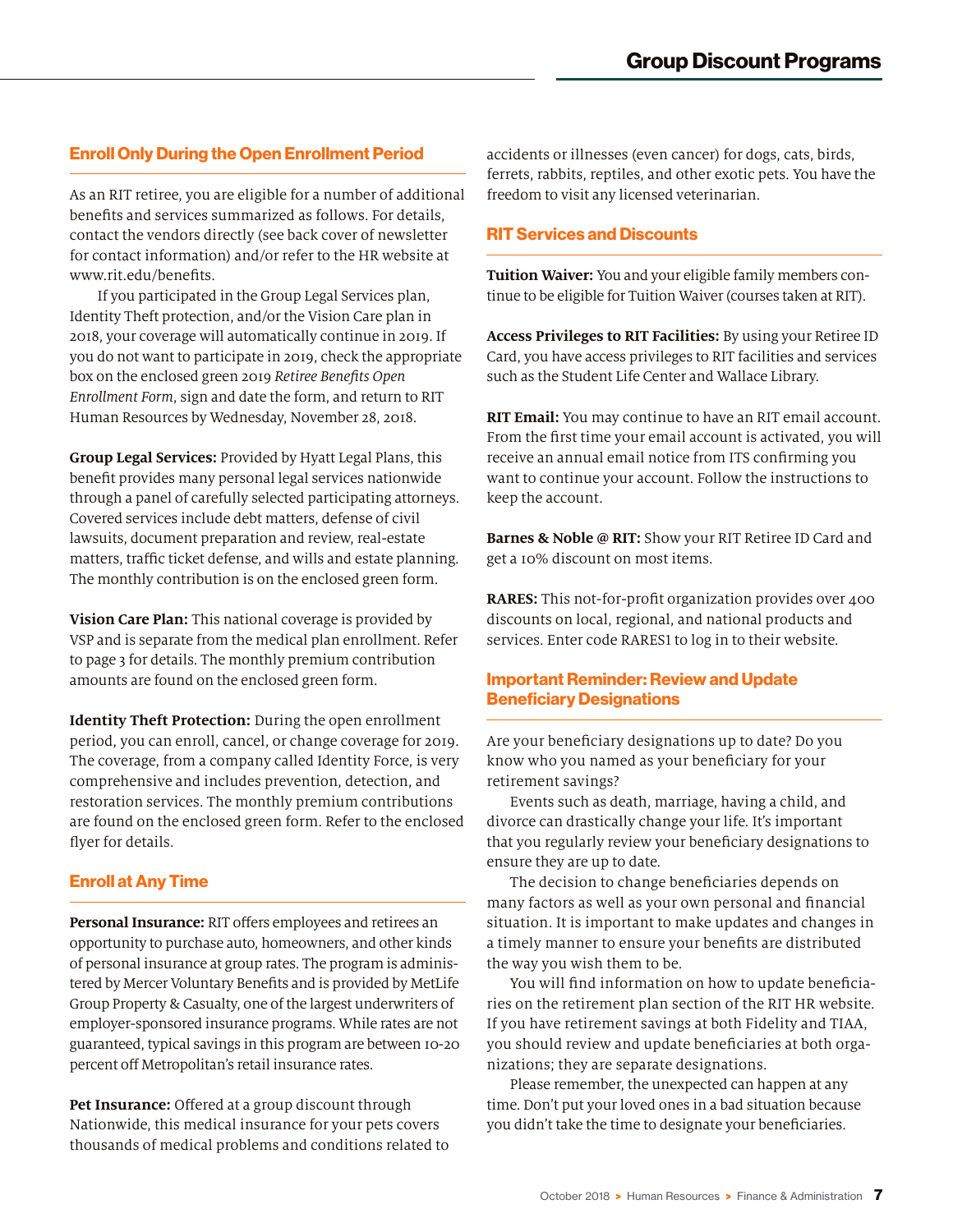# Group Discount Programs

## Enroll Only During the Open Enrollment Period

As an RIT retiree, you are eligible for a number of additional benefits and services summarized as follows. For details, contact the vendors directly (see back cover of newsletter for contact information) and/or refer to the HR website at www.rit.edu/benefits.

If you participated in the Group Legal Services plan, Identity Theft protection, and/or the Vision Care plan in 2018, your coverage will automatically continue in 2019. If you do not want to participate in 2019, check the appropriate box on the enclosed green 2019 *Retiree Benefits Open Enrollment Form*, sign and date the form, and return to RIT Human Resources by Wednesday, November 28, 2018.

**Group Legal Services:** Provided by Hyatt Legal Plans, this benefit provides many personal legal services nationwide through a panel of carefully selected participating attorneys. Covered services include debt matters, defense of civil lawsuits, document preparation and review, real-estate matters, traffic ticket defense, and wills and estate planning. The monthly contribution is on the enclosed green form.

**Vision Care Plan:** This national coverage is provided by VSP and is separate from the medical plan enrollment. Refer to page 3 for details. The monthly premium contribution amounts are found on the enclosed green form.

**Identity Theft Protection:** During the open enrollment period, you can enroll, cancel, or change coverage for 2019. The coverage, from a company called Identity Force, is very comprehensive and includes prevention, detection, and restoration services. The monthly premium contributions are found on the enclosed green form. Refer to the enclosed flyer for details.

## Enroll at Any Time

**Personal Insurance:** RIT offers employees and retirees an opportunity to purchase auto, homeowners, and other kinds of personal insurance at group rates. The program is administered by Mercer Voluntary Benefits and is provided by MetLife Group Property & Casualty, one of the largest underwriters of employer-sponsored insurance programs. While rates are not guaranteed, typical savings in this program are between 10-20 percent off Metropolitan's retail insurance rates.

**Pet Insurance:** Offered at a group discount through Nationwide, this medical insurance for your pets covers thousands of medical problems and conditions related to accidents or illnesses (even cancer) for dogs, cats, birds, ferrets, rabbits, reptiles, and other exotic pets. You have the freedom to visit any licensed veterinarian.

## RIT Services and Discounts

**Tuition Waiver:** You and your eligible family members continue to be eligible for Tuition Waiver (courses taken at RIT).

**Access Privileges to RIT Facilities:** By using your Retiree ID Card, you have access privileges to RIT facilities and services such as the Student Life Center and Wallace Library.

**RIT Email:** You may continue to have an RIT email account. From the first time your email account is activated, you will receive an annual email notice from ITS confirming you want to continue your account. Follow the instructions to keep the account.

**Barnes & Noble @ RIT:** Show your RIT Retiree ID Card and get a 10% discount on most items.

**RARES:** This not-for-profit organization provides over 400 discounts on local, regional, and national products and services. Enter code RARES1 to log in to their website.

## Important Reminder: Review and Update Beneficiary Designations

Are your beneficiary designations up to date? Do you know who you named as your beneficiary for your retirement savings?

Events such as death, marriage, having a child, and divorce can drastically change your life. It's important that you regularly review your beneficiary designations to ensure they are up to date.

The decision to change beneficiaries depends on many factors as well as your own personal and financial situation. It is important to make updates and changes in a timely manner to ensure your benefits are distributed the way you wish them to be.

You will find information on how to update beneficiaries on the retirement plan section of the RIT HR website. If you have retirement savings at both Fidelity and TIAA, you should review and update beneficiaries at both organizations; they are separate designations.

Please remember, the unexpected can happen at any time. Don't put your loved ones in a bad situation because you didn't take the time to designate your beneficiaries.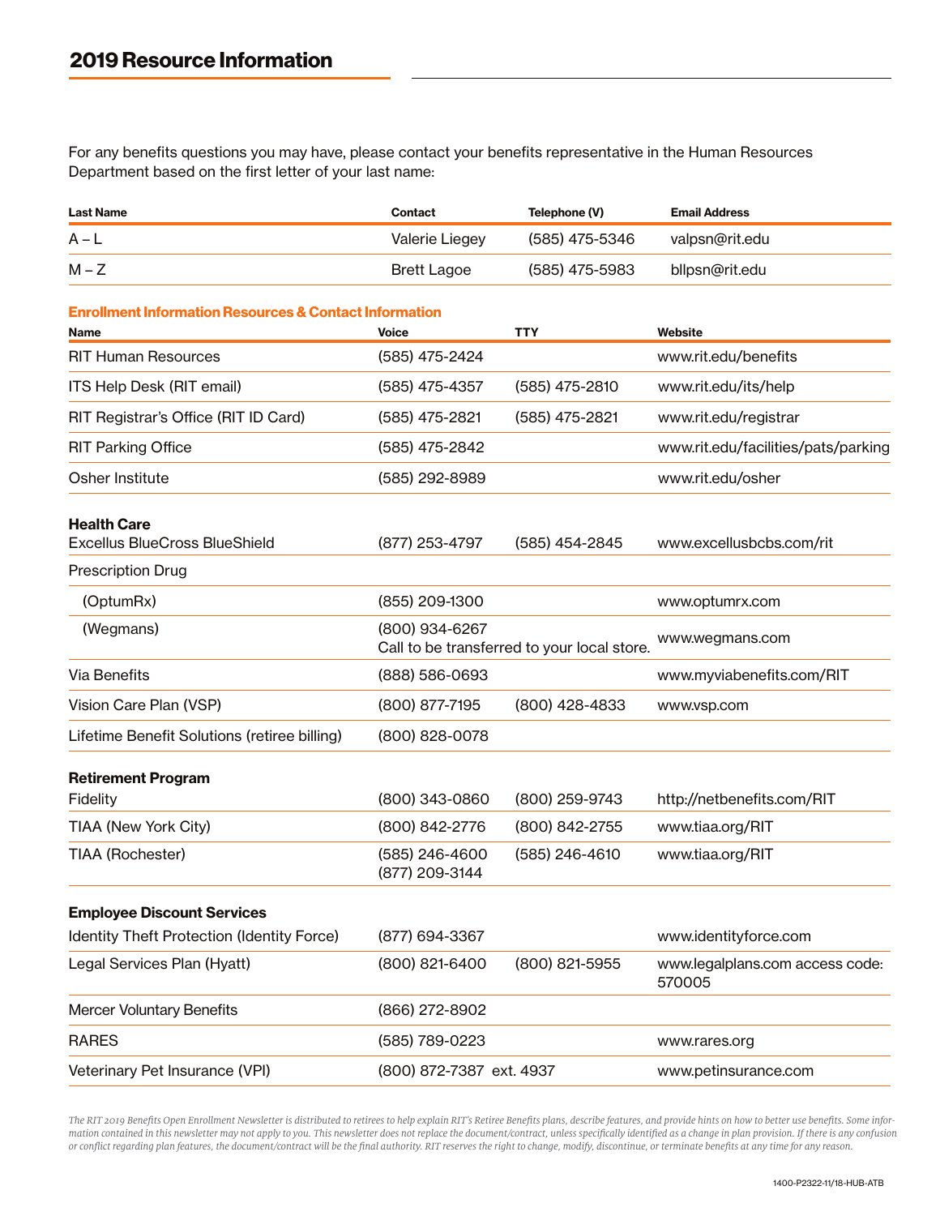# 2019 Resource Information

For any benefits questions you may have, please contact your benefits representative in the Human Resources Department based on the first letter of your last name:

| Last Name | Contact | Telephone (V) | Email Address |
|---|---|---|---|
| A – L | Valerie Liegey | (585) 475-5346 | valpsn@rit.edu |
| M – Z | Brett Lagoe | (585) 475-5983 | bllpsn@rit.edu |

## Enrollment Information Resources & Contact Information

| Name | Voice | TTY | Website |
|---|---|---|---|
| RIT Human Resources | (585) 475-2424 | | www.rit.edu/benefits |
| ITS Help Desk (RIT email) | (585) 475-4357 | (585) 475-2810 | www.rit.edu/its/help |
| RIT Registrar's Office (RIT ID Card) | (585) 475-2821 | (585) 475-2821 | www.rit.edu/registrar |
| RIT Parking Office | (585) 475-2842 | | www.rit.edu/facilities/pats/parking |
| Osher Institute | (585) 292-8989 | | www.rit.edu/osher |
| **Health Care** | | | |
| Excellus BlueCross BlueShield | (877) 253-4797 | (585) 454-2845 | www.excellusbcbs.com/rit |
| Prescription Drug | | | |
| (OptumRx) | (855) 209-1300 | | www.optumrx.com |
| (Wegmans) | (800) 934-6267 Call to be transferred to your local store. | | www.wegmans.com |
| Via Benefits | (888) 586-0693 | | www.myviabenefits.com/RIT |
| Vision Care Plan (VSP) | (800) 877-7195 | (800) 428-4833 | www.vsp.com |
| Lifetime Benefit Solutions (retiree billing) | (800) 828-0078 | | |
| **Retirement Program** | | | |
| Fidelity | (800) 343-0860 | (800) 259-9743 | http://netbenefits.com/RIT |
| TIAA (New York City) | (800) 842-2776 | (800) 842-2755 | www.tiaa.org/RIT |
| TIAA (Rochester) | (585) 246-4600<br>(877) 209-3144 | (585) 246-4610 | www.tiaa.org/RIT |
| **Employee Discount Services** | | | |
| Identity Theft Protection (Identity Force) | (877) 694-3367 | | www.identityforce.com |
| Legal Services Plan (Hyatt) | (800) 821-6400 | (800) 821-5955 | www.legalplans.com access code: 570005 |
| Mercer Voluntary Benefits | (866) 272-8902 | | |
| RARES | (585) 789-0223 | | www.rares.org |
| Veterinary Pet Insurance (VPI) | (800) 872-7387 ext. 4937 | | www.petinsurance.com |

*The RIT 2019 Benefits Open Enrollment Newsletter is distributed to retirees to help explain RIT's Retiree Benefits plans, describe features, and provide hints on how to better use benefits. Some information contained in this newsletter may not apply to you. This newsletter does not replace the document/contract, unless specifically identified as a change in plan provision. If there is any confusion or conflict regarding plan features, the document/contract will be the final authority. RIT reserves the right to change, modify, discontinue, or terminate benefits at any time for any reason.*

1400-P2322-11/18-HUB-ATB